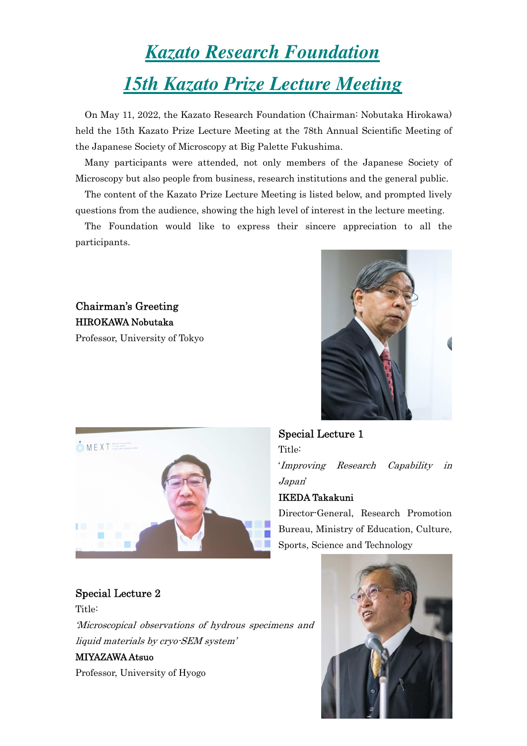# *Kazato Research Foundation*

# *15th Kazato Prize Lecture Meeting*

On May 11, 2022, the Kazato Research Foundation (Chairman: Nobutaka Hirokawa) held the 15th Kazato Prize Lecture Meeting at the 78th Annual Scientific Meeting of the Japanese Society of Microscopy at Big Palette Fukushima.

Many participants were attended, not only members of the Japanese Society of Microscopy but also people from business, research institutions and the general public.

The content of the Kazato Prize Lecture Meeting is listed below, and prompted lively questions from the audience, showing the high level of interest in the lecture meeting.

The Foundation would like to express their sincere appreciation to all the participants.

Chairman's Greeting
**HIROKAWA Nobutaka**
Professor, University of Tokyo

Special Lecture 1
Title:
'*Improving Research Capability in Japan*'
**IKEDA Takakuni**
Director-General, Research Promotion Bureau, Ministry of Education, Culture, Sports, Science and Technology

Special Lecture 2
Title:
*'Microscopical observations of hydrous specimens and liquid materials by cryo-SEM system'*
**MIYAZAWA Atsuo**
Professor, University of Hyogo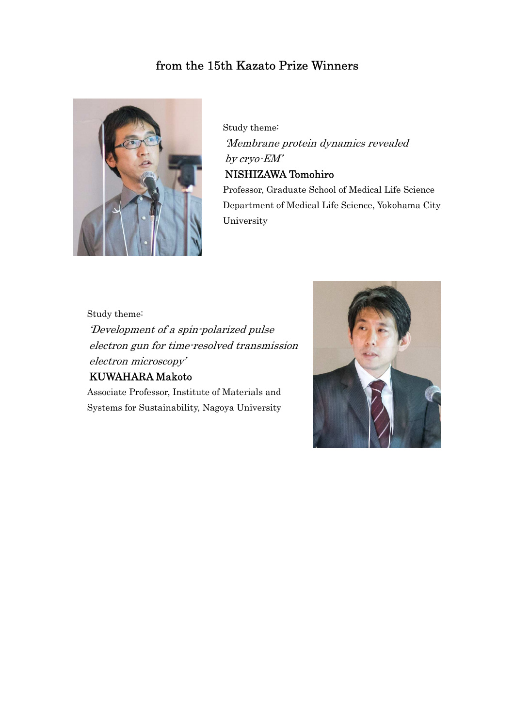## from the 15th Kazato Prize Winners

Study theme:

*'Membrane protein dynamics revealed by cryo-EM'*

**NISHIZAWA Tomohiro**

Professor, Graduate School of Medical Life Science Department of Medical Life Science, Yokohama City University

Study theme:

*'Development of a spin-polarized pulse electron gun for time-resolved transmission electron microscopy'*

**KUWAHARA Makoto**

Associate Professor, Institute of Materials and Systems for Sustainability, Nagoya University